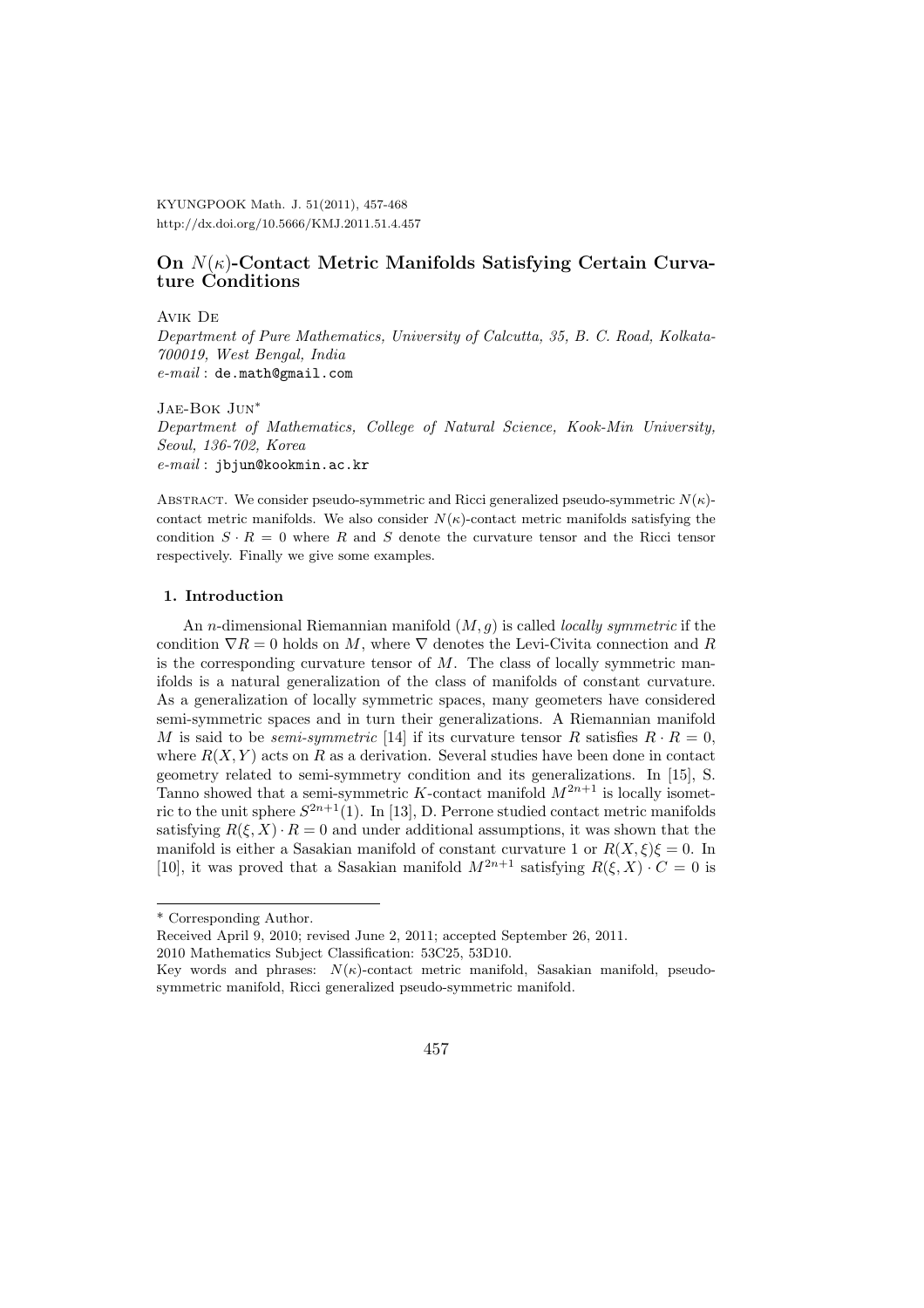# On $N(\kappa)$-Contact Metric Manifolds Satisfying Certain Curvature Conditions

Avik De

*Department of Pure Mathematics, University of Calcutta, 35, B. C. Road, Kolkata-700019, West Bengal, India*

*e-mail* : de.math@gmail.com

Jae-Bok Jun*

*Department of Mathematics, College of Natural Science, Kook-Min University, Seoul, 136-702, Korea*

*e-mail* : jbjun@kookmin.ac.kr

Abstract. We consider pseudo-symmetric and Ricci generalized pseudo-symmetric $N(\kappa)$-contact metric manifolds. We also consider $N(\kappa)$-contact metric manifolds satisfying the condition $S \cdot R = 0$ where $R$ and $S$ denote the curvature tensor and the Ricci tensor respectively. Finally we give some examples.

## 1. Introduction

An $n$-dimensional Riemannian manifold $(M, g)$ is called *locally symmetric* if the condition $\nabla R = 0$ holds on $M$, where $\nabla$ denotes the Levi-Civita connection and $R$ is the corresponding curvature tensor of $M$. The class of locally symmetric manifolds is a natural generalization of the class of manifolds of constant curvature. As a generalization of locally symmetric spaces, many geometers have considered semi-symmetric spaces and in turn their generalizations. A Riemannian manifold $M$ is said to be *semi-symmetric* [14] if its curvature tensor $R$ satisfies $R \cdot R = 0$, where $R(X, Y)$ acts on $R$ as a derivation. Several studies have been done in contact geometry related to semi-symmetry condition and its generalizations. In [15], S. Tanno showed that a semi-symmetric $K$-contact manifold $M^{2n+1}$ is locally isometric to the unit sphere $S^{2n+1}(1)$. In [13], D. Perrone studied contact metric manifolds satisfying $R(\xi, X) \cdot R = 0$ and under additional assumptions, it was shown that the manifold is either a Sasakian manifold of constant curvature 1 or $R(X, \xi)\xi = 0$. In [10], it was proved that a Sasakian manifold $M^{2n+1}$ satisfying $R(\xi, X) \cdot C = 0$ is

---

\* Corresponding Author.

Received April 9, 2010; revised June 2, 2011; accepted September 26, 2011.

2010 Mathematics Subject Classification: 53C25, 53D10.

Key words and phrases: $N(\kappa)$-contact metric manifold, Sasakian manifold, pseudo-symmetric manifold, Ricci generalized pseudo-symmetric manifold.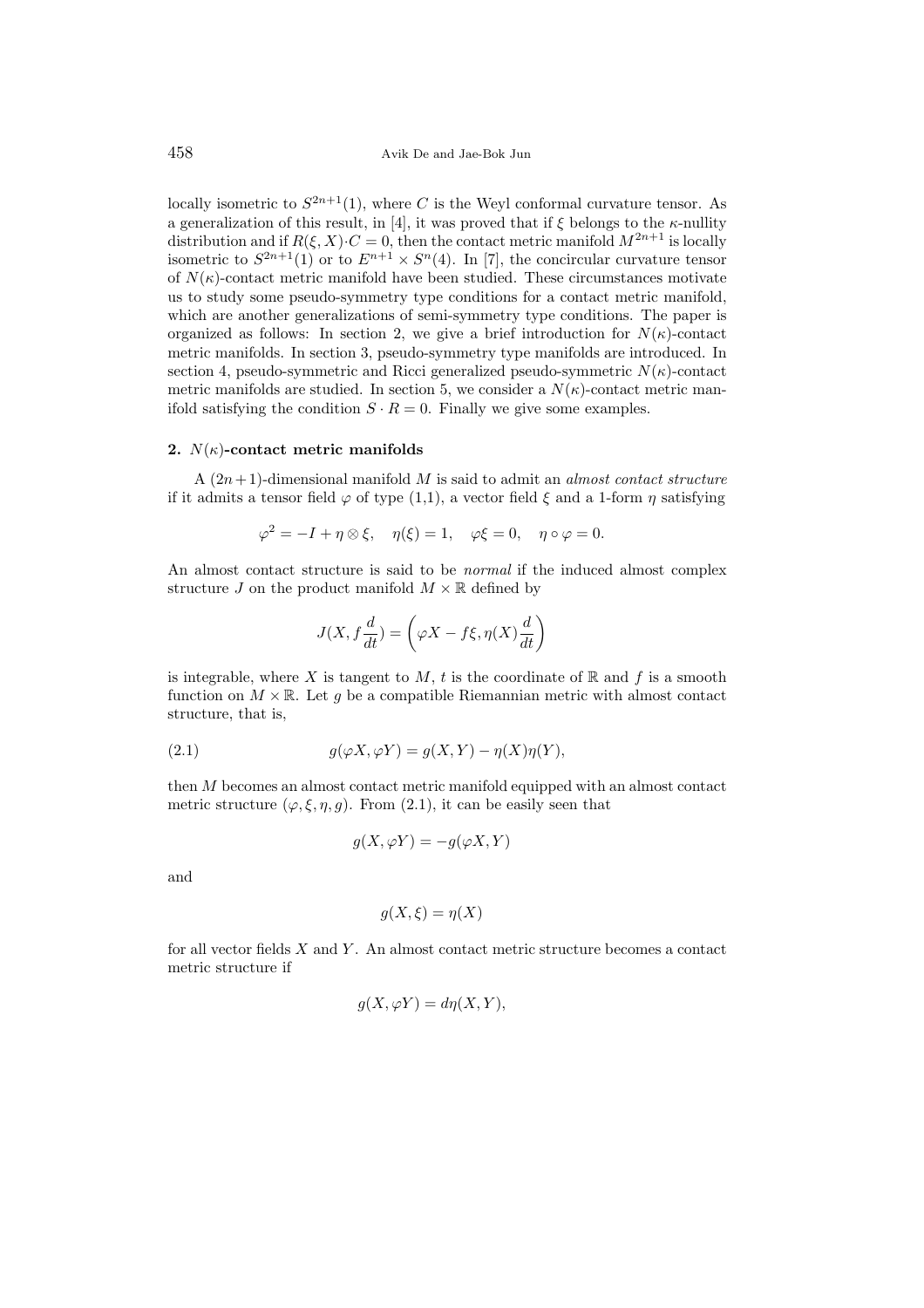locally isometric to $S^{2n+1}(1)$, where $C$ is the Weyl conformal curvature tensor. As a generalization of this result, in [4], it was proved that if $\xi$ belongs to the $\kappa$-nullity distribution and if $R(\xi, X)\cdot C = 0$, then the contact metric manifold $M^{2n+1}$ is locally isometric to $S^{2n+1}(1)$ or to $E^{n+1} \times S^n(4)$. In [7], the concircular curvature tensor of $N(\kappa)$-contact metric manifold have been studied. These circumstances motivate us to study some pseudo-symmetry type conditions for a contact metric manifold, which are another generalizations of semi-symmetry type conditions. The paper is organized as follows: In section 2, we give a brief introduction for $N(\kappa)$-contact metric manifolds. In section 3, pseudo-symmetry type manifolds are introduced. In section 4, pseudo-symmetric and Ricci generalized pseudo-symmetric $N(\kappa)$-contact metric manifolds are studied. In section 5, we consider a $N(\kappa)$-contact metric manifold satisfying the condition $S \cdot R = 0$. Finally we give some examples.

## 2. $N(\kappa)$-contact metric manifolds

A $(2n+1)$-dimensional manifold $M$ is said to admit an *almost contact structure* if it admits a tensor field $\varphi$ of type (1,1), a vector field $\xi$ and a 1-form $\eta$ satisfying

$$\varphi^2 = -I + \eta \otimes \xi, \quad \eta(\xi) = 1, \quad \varphi\xi = 0, \quad \eta \circ \varphi = 0.$$

An almost contact structure is said to be *normal* if the induced almost complex structure $J$ on the product manifold $M \times \mathbb{R}$ defined by

$$J(X, f\frac{d}{dt}) = \left(\varphi X - f\xi, \eta(X)\frac{d}{dt}\right)$$

is integrable, where $X$ is tangent to $M$, $t$ is the coordinate of $\mathbb{R}$ and $f$ is a smooth function on $M \times \mathbb{R}$. Let $g$ be a compatible Riemannian metric with almost contact structure, that is,

$$g(\varphi X, \varphi Y) = g(X, Y) - \eta(X)\eta(Y), \tag{2.1}$$

then $M$ becomes an almost contact metric manifold equipped with an almost contact metric structure $(\varphi, \xi, \eta, g)$. From (2.1), it can be easily seen that

$$g(X, \varphi Y) = -g(\varphi X, Y)$$

and

$$g(X, \xi) = \eta(X)$$

for all vector fields $X$ and $Y$. An almost contact metric structure becomes a contact metric structure if

$$g(X, \varphi Y) = d\eta(X, Y),$$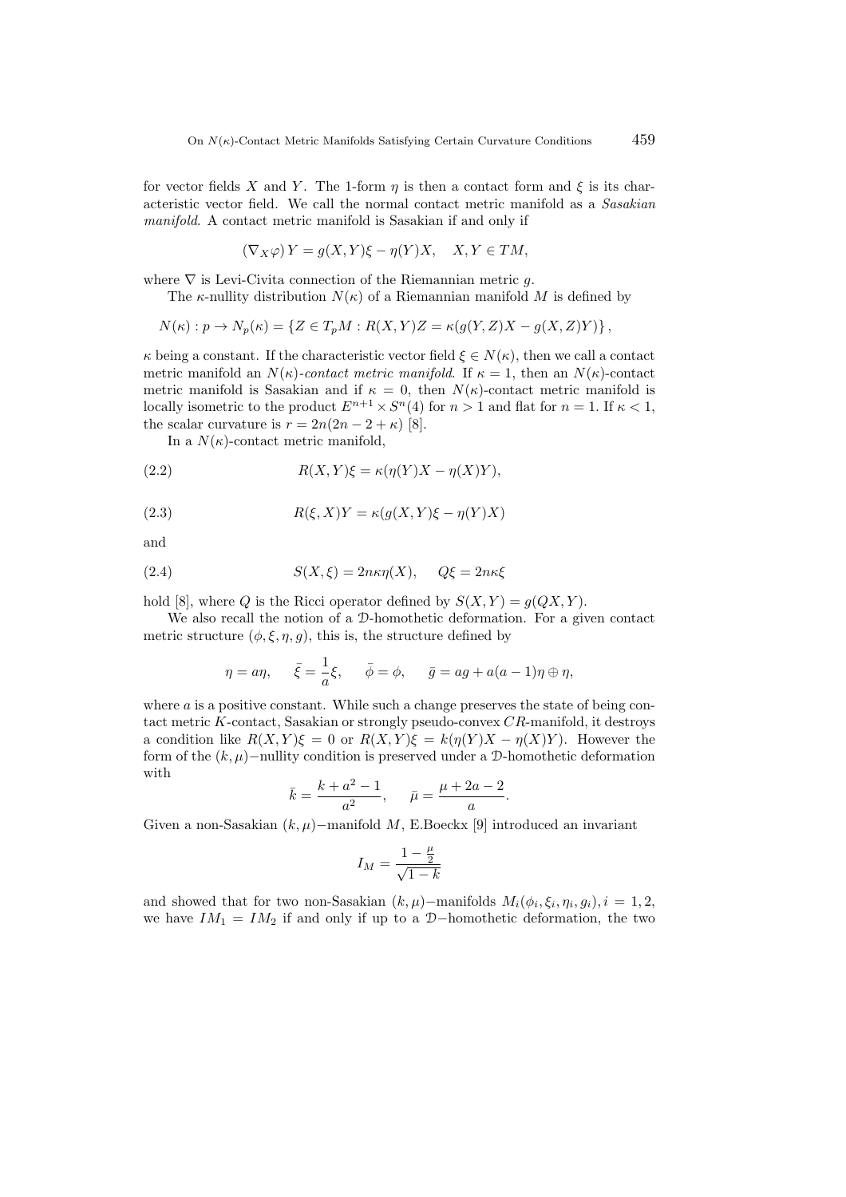for vector fields $X$ and $Y$. The 1-form $\eta$ is then a contact form and $\xi$ is its characteristic vector field. We call the normal contact metric manifold as a *Sasakian manifold*. A contact metric manifold is Sasakian if and only if

$$(\nabla_X \varphi) Y = g(X,Y)\xi - \eta(Y)X, \quad X, Y \in TM,$$

where $\nabla$ is Levi-Civita connection of the Riemannian metric $g$.

The $\kappa$-nullity distribution $N(\kappa)$ of a Riemannian manifold $M$ is defined by

$$N(\kappa) : p \to N_p(\kappa) = \{Z \in T_p M : R(X,Y)Z = \kappa(g(Y,Z)X - g(X,Z)Y)\},$$

$\kappa$ being a constant. If the characteristic vector field $\xi \in N(\kappa)$, then we call a contact metric manifold an *$N(\kappa)$-contact metric manifold*. If $\kappa = 1$, then an $N(\kappa)$-contact metric manifold is Sasakian and if $\kappa = 0$, then $N(\kappa)$-contact metric manifold is locally isometric to the product $E^{n+1} \times S^n(4)$ for $n > 1$ and flat for $n = 1$. If $\kappa < 1$, the scalar curvature is $r = 2n(2n - 2 + \kappa)$ [8].

In a $N(\kappa)$-contact metric manifold,

$$R(X,Y)\xi = \kappa(\eta(Y)X - \eta(X)Y), \tag{2.2}$$

$$R(\xi, X)Y = \kappa(g(X,Y)\xi - \eta(Y)X) \tag{2.3}$$

and

$$S(X,\xi) = 2n\kappa\eta(X), \quad Q\xi = 2n\kappa\xi \tag{2.4}$$

hold [8], where $Q$ is the Ricci operator defined by $S(X,Y) = g(QX,Y)$.

We also recall the notion of a $\mathcal{D}$-homothetic deformation. For a given contact metric structure $(\phi, \xi, \eta, g)$, this is, the structure defined by

$$\eta = a\eta, \quad \bar{\xi} = \frac{1}{a}\xi, \quad \bar{\phi} = \phi, \quad \bar{g} = ag + a(a-1)\eta \oplus \eta,$$

where $a$ is a positive constant. While such a change preserves the state of being contact metric $K$-contact, Sasakian or strongly pseudo-convex $CR$-manifold, it destroys a condition like $R(X,Y)\xi = 0$ or $R(X,Y)\xi = k(\eta(Y)X - \eta(X)Y)$. However the form of the $(k,\mu)-$nullity condition is preserved under a $\mathcal{D}$-homothetic deformation with

$$\bar{k} = \frac{k + a^2 - 1}{a^2}, \quad \bar{\mu} = \frac{\mu + 2a - 2}{a}.$$

Given a non-Sasakian $(k,\mu)-$manifold $M$, E.Boeckx [9] introduced an invariant

$$I_M = \frac{1 - \frac{\mu}{2}}{\sqrt{1-k}}$$

and showed that for two non-Sasakian $(k,\mu)-$manifolds $M_i(\phi_i, \xi_i, \eta_i, g_i), i = 1, 2$, we have $IM_1 = IM_2$ if and only if up to a $\mathcal{D}-$homothetic deformation, the two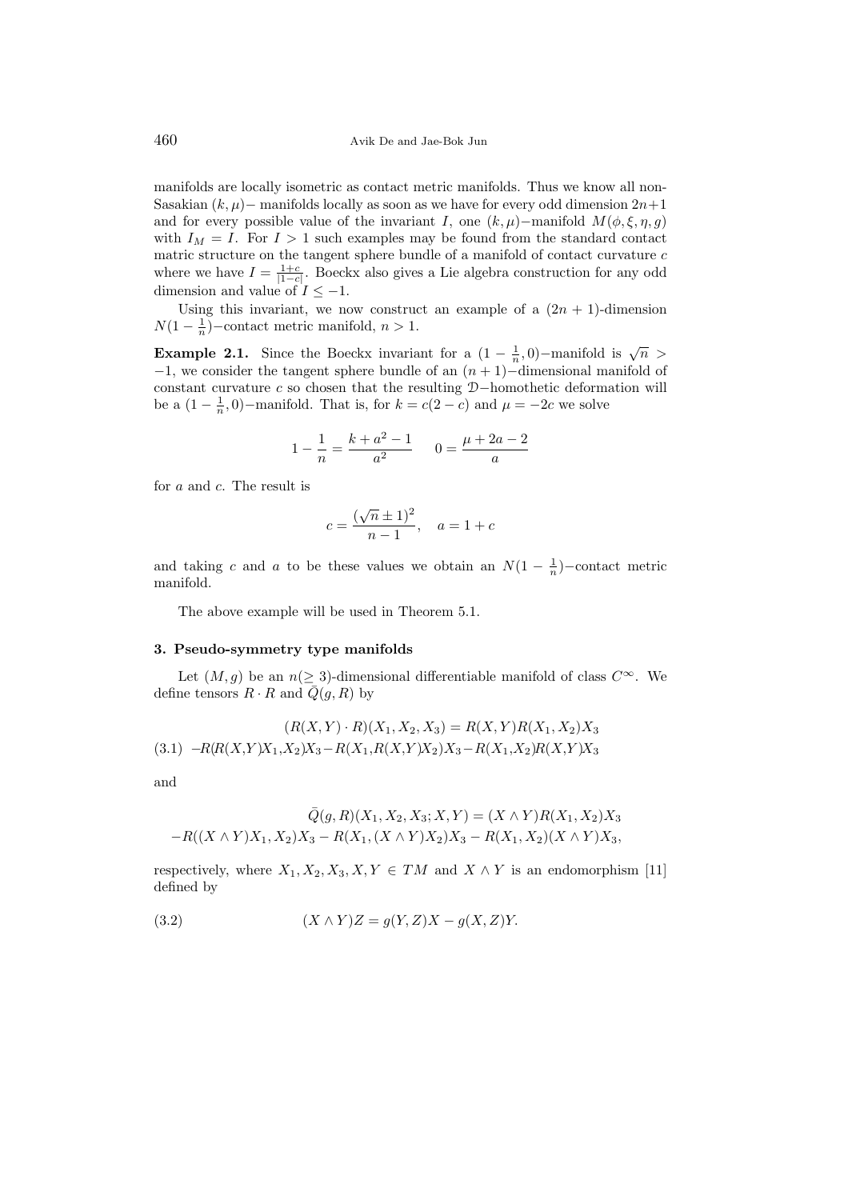manifolds are locally isometric as contact metric manifolds. Thus we know all non-Sasakian $(k, \mu)-$ manifolds locally as soon as we have for every odd dimension $2n+1$ and for every possible value of the invariant $I$, one $(k, \mu)-$manifold $M(\phi, \xi, \eta, g)$ with $I_M = I$. For $I > 1$ such examples may be found from the standard contact matric structure on the tangent sphere bundle of a manifold of contact curvature $c$ where we have $I = \frac{1+c}{|1-c|}$. Boeckx also gives a Lie algebra construction for any odd dimension and value of $I \leq -1$.

Using this invariant, we now construct an example of a $(2n+1)$-dimension $N(1-\frac{1}{n})-$contact metric manifold, $n > 1$.

**Example 2.1.** Since the Boeckx invariant for a $(1-\frac{1}{n}, 0)-$manifold is $\sqrt{n} > -1$, we consider the tangent sphere bundle of an $(n+1)-$dimensional manifold of constant curvature $c$ so chosen that the resulting $\mathcal{D}-$homothetic deformation will be a $(1-\frac{1}{n}, 0)-$manifold. That is, for $k = c(2-c)$ and $\mu = -2c$ we solve

$$1 - \frac{1}{n} = \frac{k + a^2 - 1}{a^2} \qquad 0 = \frac{\mu + 2a - 2}{a}$$

for $a$ and $c$. The result is

$$c = \frac{(\sqrt{n} \pm 1)^2}{n-1}, \quad a = 1 + c$$

and taking $c$ and $a$ to be these values we obtain an $N(1-\frac{1}{n})-$contact metric manifold.

The above example will be used in Theorem 5.1.

### 3. Pseudo-symmetry type manifolds

Let $(M, g)$ be an $n(\geq 3)$-dimensional differentiable manifold of class $C^\infty$. We define tensors $R \cdot R$ and $\bar{Q}(g, R)$ by

$$(R(X,Y) \cdot R)(X_1, X_2, X_3) = R(X,Y)R(X_1, X_2)X_3$$
$$-R(R(X,Y)X_1, X_2)X_3 - R(X_1, R(X,Y)X_2)X_3 - R(X_1, X_2)R(X,Y)X_3 \tag{3.1}$$

and

$$\bar{Q}(g, R)(X_1, X_2, X_3; X, Y) = (X \wedge Y)R(X_1, X_2)X_3$$
$$-R((X \wedge Y)X_1, X_2)X_3 - R(X_1, (X \wedge Y)X_2)X_3 - R(X_1, X_2)(X \wedge Y)X_3,$$

respectively, where $X_1, X_2, X_3, X, Y \in TM$ and $X \wedge Y$ is an endomorphism [11] defined by

$$(X \wedge Y)Z = g(Y, Z)X - g(X, Z)Y. \tag{3.2}$$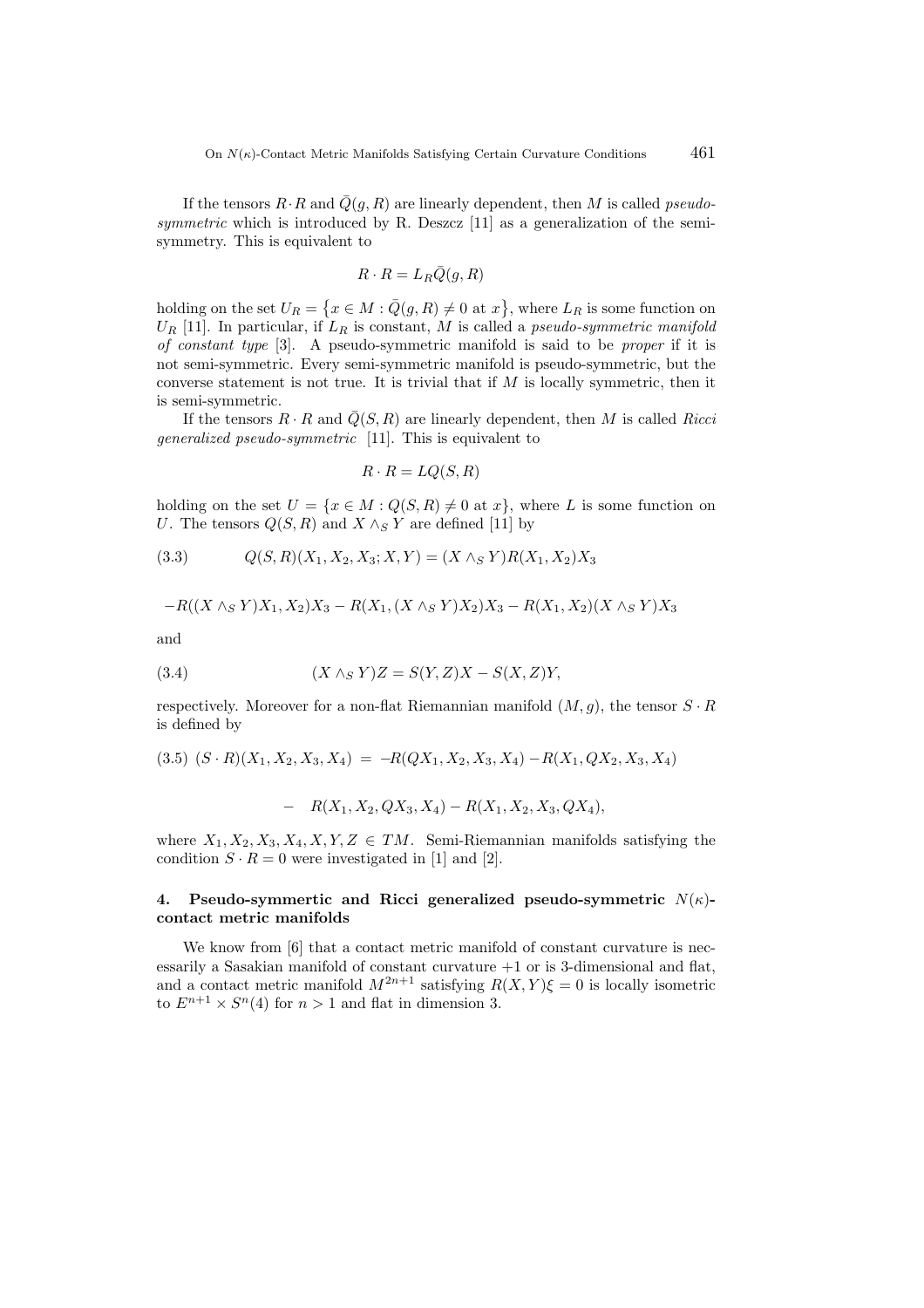If the tensors $R \cdot R$ and $\bar{Q}(g, R)$ are linearly dependent, then $M$ is called *pseudo-symmetric* which is introduced by R. Deszcz [11] as a generalization of the semi-symmetry. This is equivalent to

$$R \cdot R = L_R \bar{Q}(g, R)$$

holding on the set $U_R = \{x \in M : \bar{Q}(g, R) \neq 0 \text{ at } x\}$, where $L_R$ is some function on $U_R$ [11]. In particular, if $L_R$ is constant, $M$ is called a *pseudo-symmetric manifold of constant type* [3]. A pseudo-symmetric manifold is said to be *proper* if it is not semi-symmetric. Every semi-symmetric manifold is pseudo-symmetric, but the converse statement is not true. It is trivial that if $M$ is locally symmetric, then it is semi-symmetric.

If the tensors $R \cdot R$ and $\bar{Q}(S, R)$ are linearly dependent, then $M$ is called *Ricci generalized pseudo-symmetric* [11]. This is equivalent to

$$R \cdot R = LQ(S, R)$$

holding on the set $U = \{x \in M : Q(S, R) \neq 0 \text{ at } x\}$, where $L$ is some function on $U$. The tensors $Q(S, R)$ and $X \wedge_S Y$ are defined [11] by

$$Q(S, R)(X_1, X_2, X_3; X, Y) = (X \wedge_S Y)R(X_1, X_2)X_3 \tag{3.3}$$

$$-R((X \wedge_S Y)X_1, X_2)X_3 - R(X_1, (X \wedge_S Y)X_2)X_3 - R(X_1, X_2)(X \wedge_S Y)X_3$$

and

$$(X \wedge_S Y)Z = S(Y, Z)X - S(X, Z)Y, \tag{3.4}$$

respectively. Moreover for a non-flat Riemannian manifold $(M, g)$, the tensor $S \cdot R$ is defined by

$$(S \cdot R)(X_1, X_2, X_3, X_4) = -R(QX_1, X_2, X_3, X_4) - R(X_1, QX_2, X_3, X_4) \tag{3.5}$$

$$- \quad R(X_1, X_2, QX_3, X_4) - R(X_1, X_2, X_3, QX_4),$$

where $X_1, X_2, X_3, X_4, X, Y, Z \in TM$. Semi-Riemannian manifolds satisfying the condition $S \cdot R = 0$ were investigated in [1] and [2].

## 4. Pseudo-symmertic and Ricci generalized pseudo-symmetric $N(\kappa)$-contact metric manifolds

We know from [6] that a contact metric manifold of constant curvature is necessarily a Sasakian manifold of constant curvature $+1$ or is 3-dimensional and flat, and a contact metric manifold $M^{2n+1}$ satisfying $R(X, Y)\xi = 0$ is locally isometric to $E^{n+1} \times S^n(4)$ for $n > 1$ and flat in dimension 3.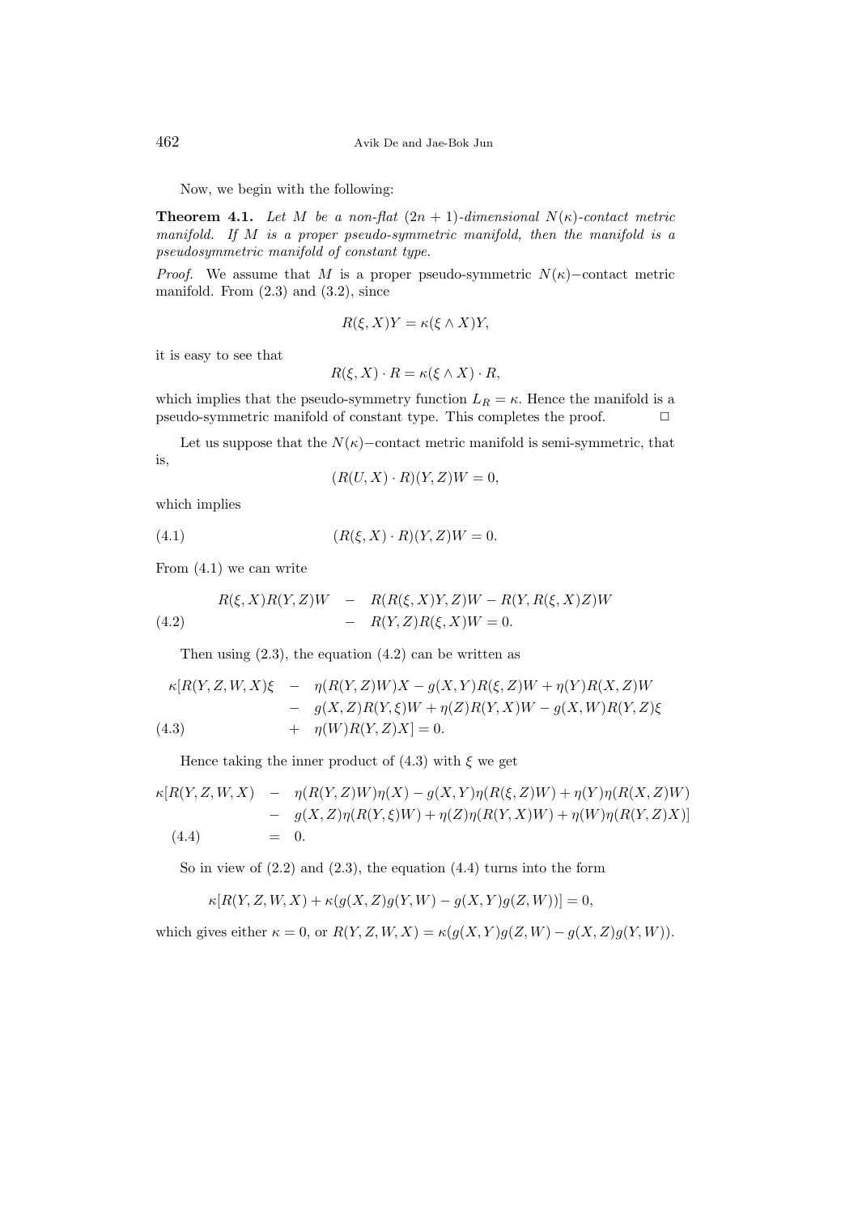Now, we begin with the following:

**Theorem 4.1.** *Let $M$ be a non-flat $(2n+1)$-dimensional $N(\kappa)$-contact metric manifold. If $M$ is a proper pseudo-symmetric manifold, then the manifold is a pseudosymmetric manifold of constant type.*

*Proof.* We assume that $M$ is a proper pseudo-symmetric $N(\kappa)-$contact metric manifold. From (2.3) and (3.2), since

$$R(\xi, X)Y = \kappa(\xi \wedge X)Y,$$

it is easy to see that

$$R(\xi, X) \cdot R = \kappa(\xi \wedge X) \cdot R,$$

which implies that the pseudo-symmetry function $L_R = \kappa$. Hence the manifold is a pseudo-symmetric manifold of constant type. This completes the proof. $\square$

Let us suppose that the $N(\kappa)-$contact metric manifold is semi-symmetric, that is,

$$(R(U, X) \cdot R)(Y, Z)W = 0,$$

which implies

$$(R(\xi, X) \cdot R)(Y, Z)W = 0. \tag{4.1}$$

From (4.1) we can write

$$\begin{aligned} R(\xi, X)R(Y, Z)W \quad &- \quad R(R(\xi, X)Y, Z)W - R(Y, R(\xi, X)Z)W \\ &- \quad R(Y, Z)R(\xi, X)W = 0. \end{aligned} \tag{4.2}$$

Then using (2.3), the equation (4.2) can be written as

$$\begin{aligned} \kappa[R(Y, Z, W, X)\xi \quad &- \quad \eta(R(Y, Z)W)X - g(X, Y)R(\xi, Z)W + \eta(Y)R(X, Z)W \\ &- \quad g(X, Z)R(Y, \xi)W + \eta(Z)R(Y, X)W - g(X, W)R(Y, Z)\xi \\ &+ \quad \eta(W)R(Y, Z)X] = 0. \end{aligned} \tag{4.3}$$

Hence taking the inner product of (4.3) with $\xi$ we get

$$\begin{aligned} \kappa[R(Y, Z, W, X) \quad &- \quad \eta(R(Y, Z)W)\eta(X) - g(X, Y)\eta(R(\xi, Z)W) + \eta(Y)\eta(R(X, Z)W) \\ &- \quad g(X, Z)\eta(R(Y, \xi)W) + \eta(Z)\eta(R(Y, X)W) + \eta(W)\eta(R(Y, Z)X)] \\ &= \quad 0. \end{aligned} \tag{4.4}$$

So in view of (2.2) and (2.3), the equation (4.4) turns into the form

$$\kappa[R(Y, Z, W, X) + \kappa(g(X, Z)g(Y, W) - g(X, Y)g(Z, W))] = 0,$$

which gives either $\kappa = 0$, or $R(Y, Z, W, X) = \kappa(g(X, Y)g(Z, W) - g(X, Z)g(Y, W))$.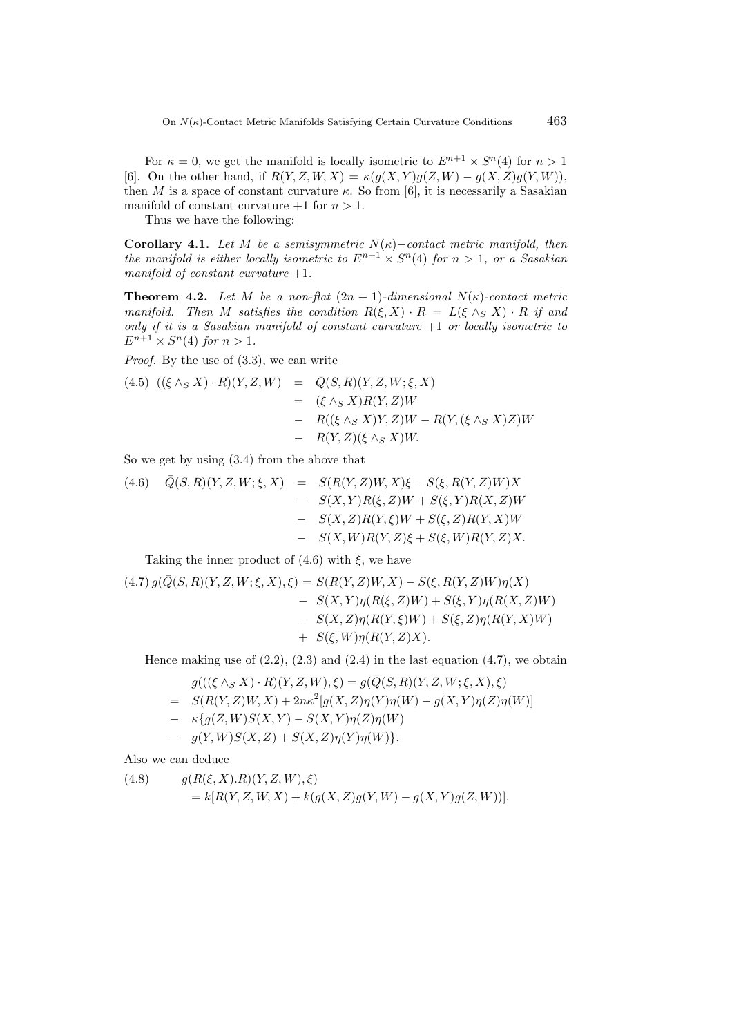For $\kappa = 0$, we get the manifold is locally isometric to $E^{n+1} \times S^n(4)$ for $n > 1$ [6]. On the other hand, if $R(Y, Z, W, X) = \kappa(g(X, Y)g(Z, W) - g(X, Z)g(Y, W))$, then $M$ is a space of constant curvature $\kappa$. So from [6], it is necessarily a Sasakian manifold of constant curvature $+1$ for $n > 1$.

Thus we have the following:

**Corollary 4.1.** *Let $M$ be a semisymmetric $N(\kappa)-$contact metric manifold, then the manifold is either locally isometric to $E^{n+1} \times S^n(4)$ for $n > 1$, or a Sasakian manifold of constant curvature $+1$.*

**Theorem 4.2.** *Let $M$ be a non-flat $(2n + 1)$-dimensional $N(\kappa)$-contact metric manifold. Then $M$ satisfies the condition $R(\xi, X) \cdot R = L(\xi \wedge_S X) \cdot R$ if and only if it is a Sasakian manifold of constant curvature $+1$ or locally isometric to $E^{n+1} \times S^n(4)$ for $n > 1$.*

*Proof.* By the use of (3.3), we can write

$$
\begin{aligned}
(4.5)\quad ((\xi \wedge_S X) \cdot R)(Y, Z, W) &= \bar{Q}(S, R)(Y, Z, W; \xi, X) \\
&= (\xi \wedge_S X)R(Y, Z)W \\
&- R((\xi \wedge_S X)Y, Z)W - R(Y, (\xi \wedge_S X)Z)W \\
&- R(Y, Z)(\xi \wedge_S X)W.
\end{aligned}
$$

So we get by using (3.4) from the above that

$$
\begin{aligned}
(4.6)\quad \bar{Q}(S, R)(Y, Z, W; \xi, X) &= S(R(Y, Z)W, X)\xi - S(\xi, R(Y, Z)W)X \\
&- S(X, Y)R(\xi, Z)W + S(\xi, Y)R(X, Z)W \\
&- S(X, Z)R(Y, \xi)W + S(\xi, Z)R(Y, X)W \\
&- S(X, W)R(Y, Z)\xi + S(\xi, W)R(Y, Z)X.
\end{aligned}
$$

Taking the inner product of (4.6) with $\xi$, we have

$$
\begin{aligned}
(4.7)\; g(\bar{Q}(S, R)(Y, Z, W; \xi, X), \xi) &= S(R(Y, Z)W, X) - S(\xi, R(Y, Z)W)\eta(X) \\
&- S(X, Y)\eta(R(\xi, Z)W) + S(\xi, Y)\eta(R(X, Z)W) \\
&- S(X, Z)\eta(R(Y, \xi)W) + S(\xi, Z)\eta(R(Y, X)W) \\
&+ S(\xi, W)\eta(R(Y, Z)X).
\end{aligned}
$$

Hence making use of (2.2), (2.3) and (2.4) in the last equation (4.7), we obtain

$$
\begin{aligned}
& g(((\xi \wedge_S X) \cdot R)(Y, Z, W), \xi) = g(\bar{Q}(S, R)(Y, Z, W; \xi, X), \xi) \\
= \;& S(R(Y, Z)W, X) + 2n\kappa^2[g(X, Z)\eta(Y)\eta(W) - g(X, Y)\eta(Z)\eta(W)] \\
- \;& \kappa\{g(Z, W)S(X, Y) - S(X, Y)\eta(Z)\eta(W) \\
- \;& g(Y, W)S(X, Z) + S(X, Z)\eta(Y)\eta(W)\}.
\end{aligned}
$$

Also we can deduce

$$
\begin{aligned}
(4.8)\qquad & g(R(\xi, X).R)(Y, Z, W), \xi) \\
& = k[R(Y, Z, W, X) + k(g(X, Z)g(Y, W) - g(X, Y)g(Z, W))].
\end{aligned}
$$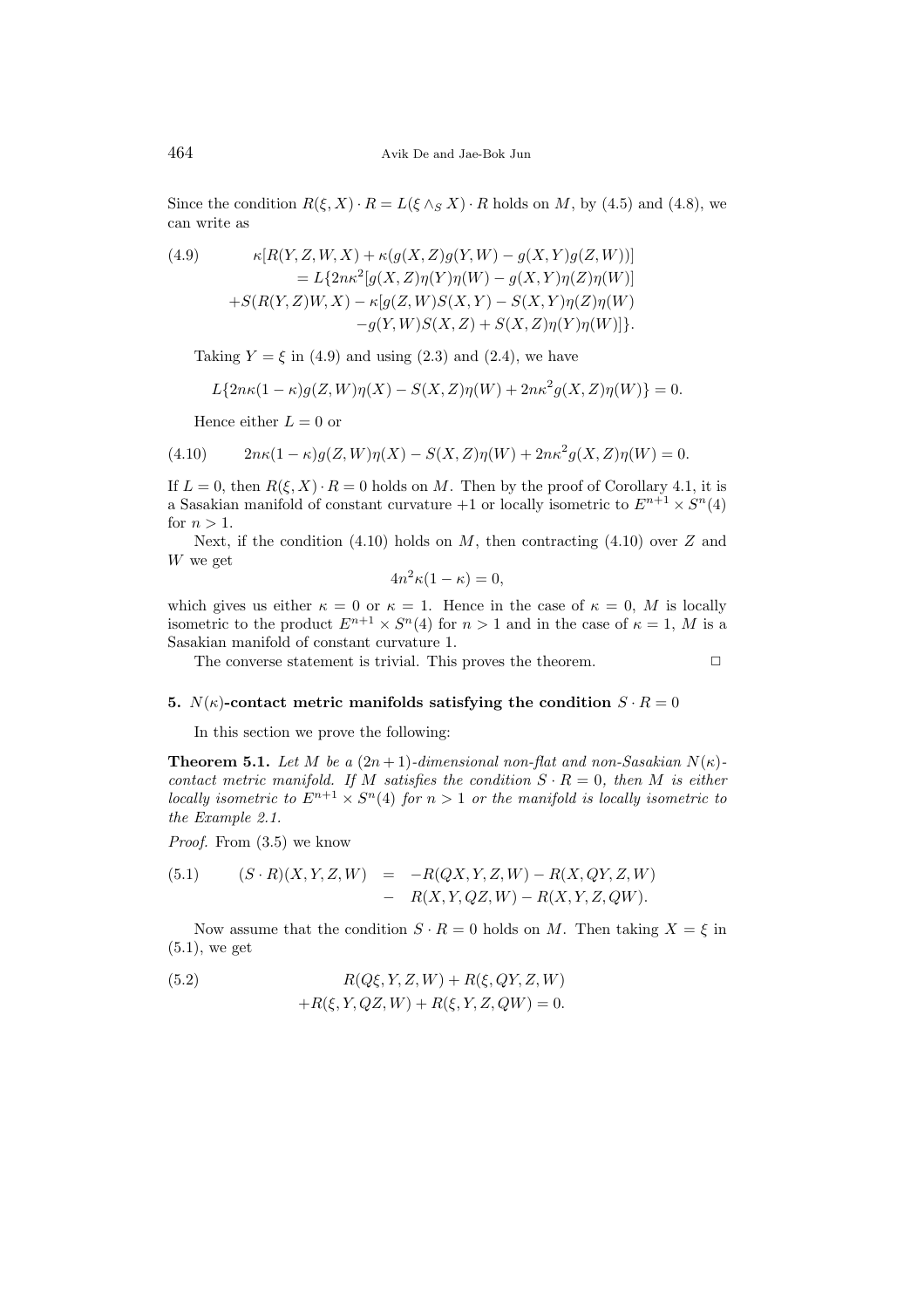Since the condition $R(\xi, X) \cdot R = L(\xi \wedge_S X) \cdot R$ holds on $M$, by (4.5) and (4.8), we can write as

$$
\begin{aligned}
(4.9) \qquad \kappa[R(Y,Z,W,X) + \kappa(g(X,Z)g(Y,W) - g(X,Y)g(Z,W))] \\
= L\{2n\kappa^2[g(X,Z)\eta(Y)\eta(W) - g(X,Y)\eta(Z)\eta(W)] \\
+S(R(Y,Z)W,X) - \kappa[g(Z,W)S(X,Y) - S(X,Y)\eta(Z)\eta(W) \\
-g(Y,W)S(X,Z) + S(X,Z)\eta(Y)\eta(W)]\}.
\end{aligned}
$$

Taking $Y = \xi$ in (4.9) and using (2.3) and (2.4), we have

$$L\{2n\kappa(1-\kappa)g(Z,W)\eta(X) - S(X,Z)\eta(W) + 2n\kappa^2 g(X,Z)\eta(W)\} = 0.$$

Hence either $L = 0$ or

$$(4.10) \qquad 2n\kappa(1-\kappa)g(Z,W)\eta(X) - S(X,Z)\eta(W) + 2n\kappa^2 g(X,Z)\eta(W) = 0.$$

If $L = 0$, then $R(\xi, X) \cdot R = 0$ holds on $M$. Then by the proof of Corollary 4.1, it is a Sasakian manifold of constant curvature $+1$ or locally isometric to $E^{n+1} \times S^n(4)$ for $n > 1$.

Next, if the condition (4.10) holds on $M$, then contracting (4.10) over $Z$ and $W$ we get

$$4n^2\kappa(1-\kappa) = 0,$$

which gives us either $\kappa = 0$ or $\kappa = 1$. Hence in the case of $\kappa = 0$, $M$ is locally isometric to the product $E^{n+1} \times S^n(4)$ for $n > 1$ and in the case of $\kappa = 1$, $M$ is a Sasakian manifold of constant curvature 1.

The converse statement is trivial. This proves the theorem. $\square$

## 5. $N(\kappa)$-contact metric manifolds satisfying the condition $S \cdot R = 0$

In this section we prove the following:

**Theorem 5.1.** *Let $M$ be a $(2n+1)$-dimensional non-flat and non-Sasakian $N(\kappa)$-contact metric manifold. If $M$ satisfies the condition $S \cdot R = 0$, then $M$ is either locally isometric to $E^{n+1} \times S^n(4)$ for $n > 1$ or the manifold is locally isometric to the Example 2.1.*

*Proof.* From (3.5) we know

$$
\begin{aligned}
(5.1) \qquad (S \cdot R)(X,Y,Z,W) &= -R(QX,Y,Z,W) - R(X,QY,Z,W) \\
&\quad - R(X,Y,QZ,W) - R(X,Y,Z,QW).
\end{aligned}
$$

Now assume that the condition $S \cdot R = 0$ holds on $M$. Then taking $X = \xi$ in (5.1), we get

$$
\begin{aligned}
(5.2) \qquad R(Q\xi,Y,Z,W) + R(\xi,QY,Z,W) \\
+R(\xi,Y,QZ,W) + R(\xi,Y,Z,QW) = 0.
\end{aligned}
$$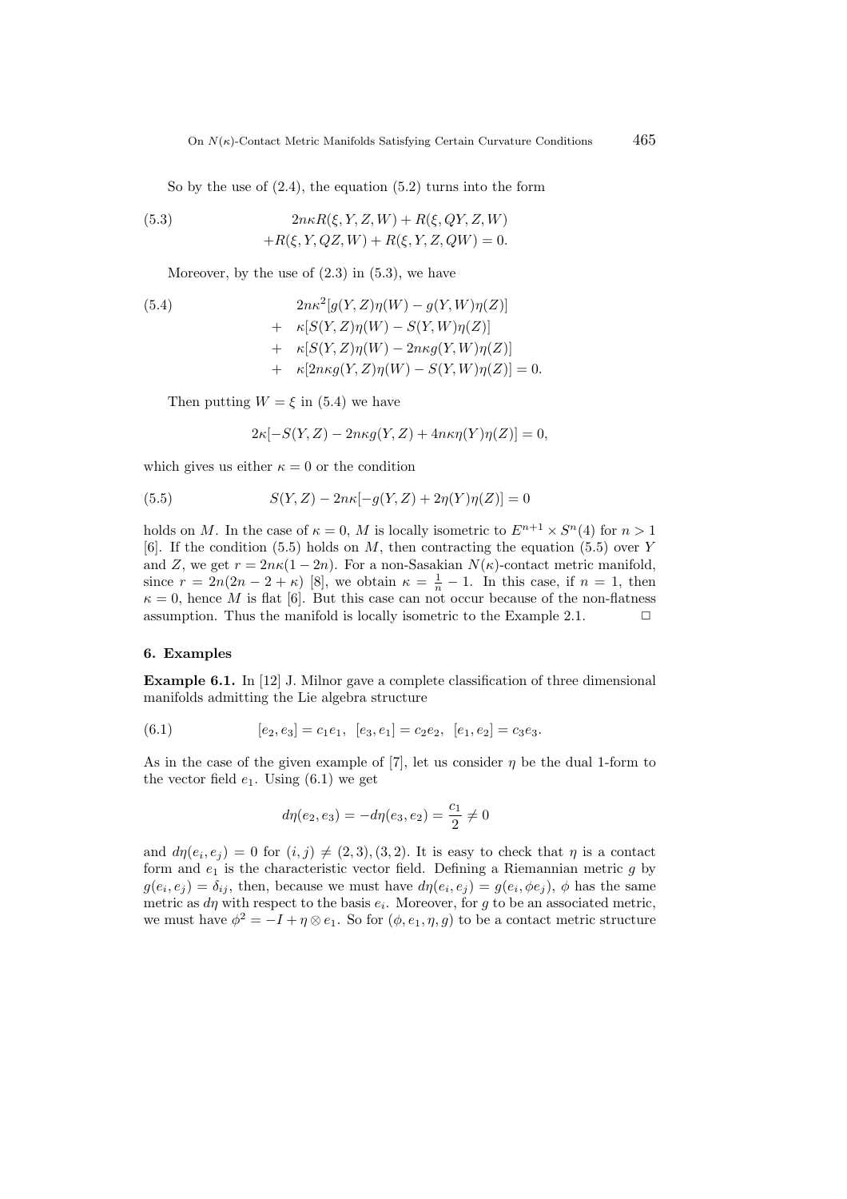So by the use of (2.4), the equation (5.2) turns into the form

$$
\begin{aligned}
(5.3) \qquad & 2n\kappa R(\xi, Y, Z, W) + R(\xi, QY, Z, W) \\
& + R(\xi, Y, QZ, W) + R(\xi, Y, Z, QW) = 0.
\end{aligned}
$$

Moreover, by the use of (2.3) in (5.3), we have

$$
\begin{aligned}
(5.4) \qquad & 2n\kappa^2[g(Y, Z)\eta(W) - g(Y, W)\eta(Z)] \\
+ \quad & \kappa[S(Y, Z)\eta(W) - S(Y, W)\eta(Z)] \\
+ \quad & \kappa[S(Y, Z)\eta(W) - 2n\kappa g(Y, W)\eta(Z)] \\
+ \quad & \kappa[2n\kappa g(Y, Z)\eta(W) - S(Y, W)\eta(Z)] = 0.
\end{aligned}
$$

Then putting $W = \xi$ in (5.4) we have

$$
2\kappa[-S(Y, Z) - 2n\kappa g(Y, Z) + 4n\kappa\eta(Y)\eta(Z)] = 0,
$$

which gives us either $\kappa = 0$ or the condition

$$
(5.5) \qquad S(Y, Z) - 2n\kappa[-g(Y, Z) + 2\eta(Y)\eta(Z)] = 0
$$

holds on $M$. In the case of $\kappa = 0$, $M$ is locally isometric to $E^{n+1} \times S^n(4)$ for $n > 1$ [6]. If the condition (5.5) holds on $M$, then contracting the equation (5.5) over $Y$ and $Z$, we get $r = 2n\kappa(1 - 2n)$. For a non-Sasakian $N(\kappa)$-contact metric manifold, since $r = 2n(2n - 2 + \kappa)$ [8], we obtain $\kappa = \frac{1}{n} - 1$. In this case, if $n = 1$, then $\kappa = 0$, hence $M$ is flat [6]. But this case can not occur because of the non-flatness assumption. Thus the manifold is locally isometric to the Example 2.1. $\square$

### 6. Examples

**Example 6.1.** In [12] J. Milnor gave a complete classification of three dimensional manifolds admitting the Lie algebra structure

$$
(6.1) \qquad [e_2, e_3] = c_1 e_1, \quad [e_3, e_1] = c_2 e_2, \quad [e_1, e_2] = c_3 e_3.
$$

As in the case of the given example of [7], let us consider $\eta$ be the dual 1-form to the vector field $e_1$. Using (6.1) we get

$$
d\eta(e_2, e_3) = -d\eta(e_3, e_2) = \frac{c_1}{2} \neq 0
$$

and $d\eta(e_i, e_j) = 0$ for $(i, j) \neq (2, 3), (3, 2)$. It is easy to check that $\eta$ is a contact form and $e_1$ is the characteristic vector field. Defining a Riemannian metric $g$ by $g(e_i, e_j) = \delta_{ij}$, then, because we must have $d\eta(e_i, e_j) = g(e_i, \phi e_j)$, $\phi$ has the same metric as $d\eta$ with respect to the basis $e_i$. Moreover, for $g$ to be an associated metric, we must have $\phi^2 = -I + \eta \otimes e_1$. So for $(\phi, e_1, \eta, g)$ to be a contact metric structure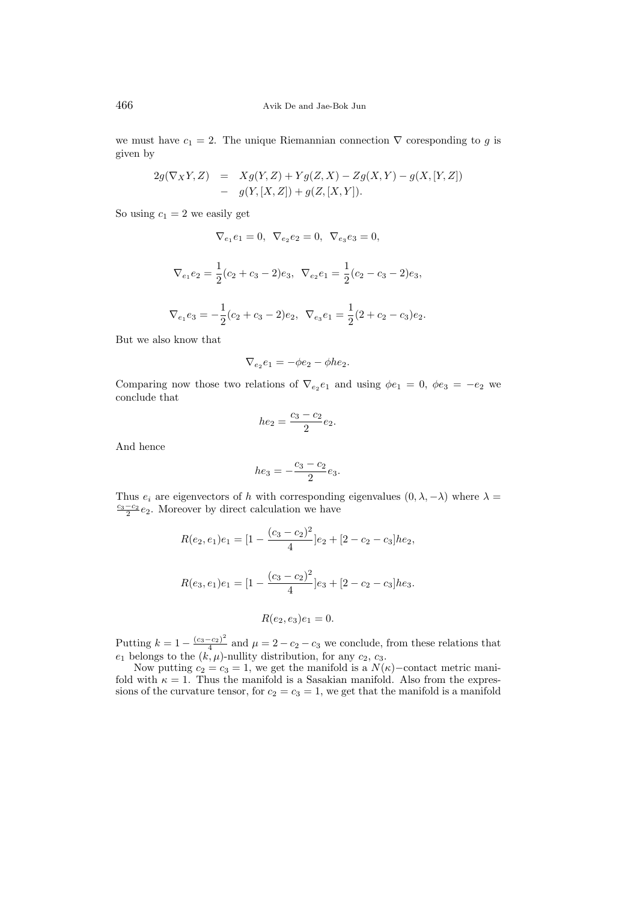we must have $c_1 = 2$. The unique Riemannian connection $\nabla$ coresponding to $g$ is given by

$$
\begin{aligned}
2g(\nabla_X Y, Z) &= Xg(Y,Z) + Yg(Z,X) - Zg(X,Y) - g(X,[Y,Z]) \\
&- g(Y,[X,Z]) + g(Z,[X,Y]).
\end{aligned}
$$

So using $c_1 = 2$ we easily get

$$
\nabla_{e_1} e_1 = 0, \;\; \nabla_{e_2} e_2 = 0, \;\; \nabla_{e_3} e_3 = 0,
$$

$$
\nabla_{e_1} e_2 = \frac{1}{2}(c_2 + c_3 - 2)e_3, \;\; \nabla_{e_2} e_1 = \frac{1}{2}(c_2 - c_3 - 2)e_3,
$$

$$
\nabla_{e_1} e_3 = -\frac{1}{2}(c_2 + c_3 - 2)e_2, \;\; \nabla_{e_3} e_1 = \frac{1}{2}(2 + c_2 - c_3)e_2.
$$

But we also know that

$$
\nabla_{e_2} e_1 = -\phi e_2 - \phi h e_2.
$$

Comparing now those two relations of $\nabla_{e_2} e_1$ and using $\phi e_1 = 0$, $\phi e_3 = -e_2$ we conclude that

$$
h e_2 = \frac{c_3 - c_2}{2} e_2.
$$

And hence

$$
h e_3 = -\frac{c_3 - c_2}{2} e_3.
$$

Thus $e_i$ are eigenvectors of $h$ with corresponding eigenvalues $(0, \lambda, -\lambda)$ where $\lambda = \frac{c_3 - c_2}{2} e_2$. Moreover by direct calculation we have

$$
R(e_2, e_1)e_1 = [1 - \frac{(c_3 - c_2)^2}{4}]e_2 + [2 - c_2 - c_3]he_2,
$$

$$
R(e_3, e_1)e_1 = [1 - \frac{(c_3 - c_2)^2}{4}]e_3 + [2 - c_2 - c_3]he_3.
$$

$$
R(e_2, e_3)e_1 = 0.
$$

Putting $k = 1 - \frac{(c_3 - c_2)^2}{4}$ and $\mu = 2 - c_2 - c_3$ we conclude, from these relations that $e_1$ belongs to the $(k, \mu)$-nullity distribution, for any $c_2$, $c_3$.

Now putting $c_2 = c_3 = 1$, we get the manifold is a $N(\kappa)-$contact metric manifold with $\kappa = 1$. Thus the manifold is a Sasakian manifold. Also from the expressions of the curvature tensor, for $c_2 = c_3 = 1$, we get that the manifold is a manifold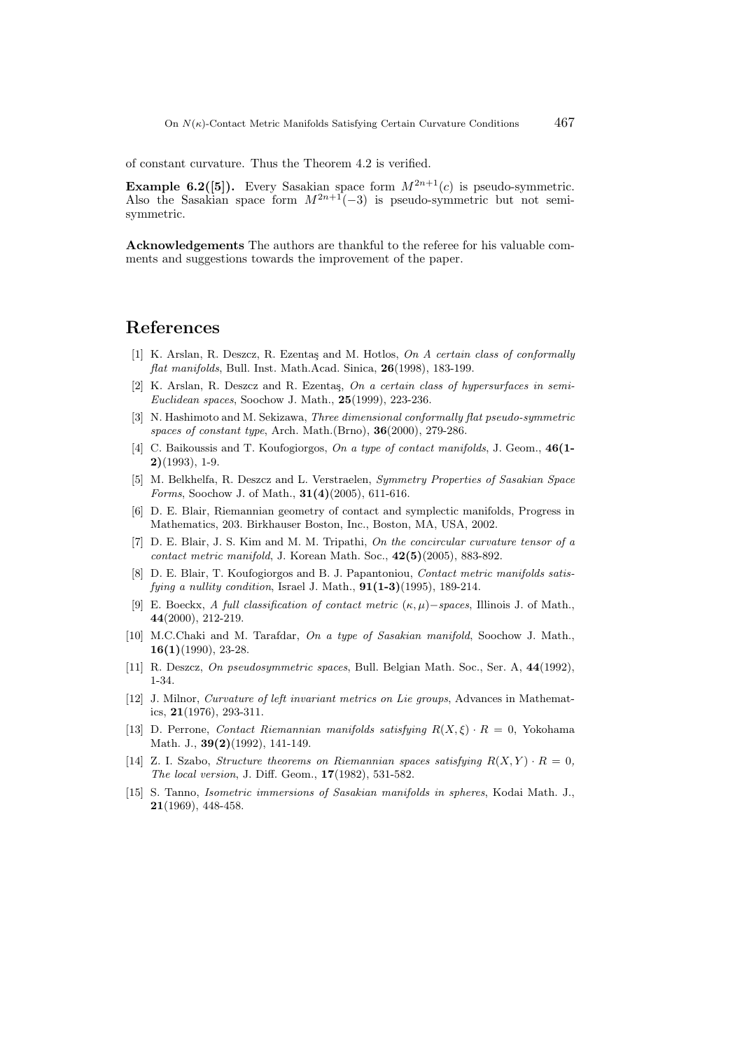of constant curvature. Thus the Theorem 4.2 is verified.

**Example 6.2([5]).** Every Sasakian space form $M^{2n+1}(c)$ is pseudo-symmetric. Also the Sasakian space form $M^{2n+1}(-3)$ is pseudo-symmetric but not semi-symmetric.

**Acknowledgements** The authors are thankful to the referee for his valuable comments and suggestions towards the improvement of the paper.

# References

[1] K. Arslan, R. Deszcz, R. Ezentaş and M. Hotlos, *On A certain class of conformally flat manifolds*, Bull. Inst. Math.Acad. Sinica, **26**(1998), 183-199.

[2] K. Arslan, R. Deszcz and R. Ezentaş, *On a certain class of hypersurfaces in semi-Euclidean spaces*, Soochow J. Math., **25**(1999), 223-236.

[3] N. Hashimoto and M. Sekizawa, *Three dimensional conformally flat pseudo-symmetric spaces of constant type*, Arch. Math.(Brno), **36**(2000), 279-286.

[4] C. Baikoussis and T. Koufogiorgos, *On a type of contact manifolds*, J. Geom., **46(1-2)**(1993), 1-9.

[5] M. Belkhelfa, R. Deszcz and L. Verstraelen, *Symmetry Properties of Sasakian Space Forms*, Soochow J. of Math., **31(4)**(2005), 611-616.

[6] D. E. Blair, Riemannian geometry of contact and symplectic manifolds, Progress in Mathematics, 203. Birkhauser Boston, Inc., Boston, MA, USA, 2002.

[7] D. E. Blair, J. S. Kim and M. M. Tripathi, *On the concircular curvature tensor of a contact metric manifold*, J. Korean Math. Soc., **42(5)**(2005), 883-892.

[8] D. E. Blair, T. Koufogiorgos and B. J. Papantoniou, *Contact metric manifolds satisfying a nullity condition*, Israel J. Math., **91(1-3)**(1995), 189-214.

[9] E. Boeckx, *A full classification of contact metric $(\kappa, \mu)-$spaces*, Illinois J. of Math., **44**(2000), 212-219.

[10] M.C.Chaki and M. Tarafdar, *On a type of Sasakian manifold*, Soochow J. Math., **16(1)**(1990), 23-28.

[11] R. Deszcz, *On pseudosymmetric spaces*, Bull. Belgian Math. Soc., Ser. A, **44**(1992), 1-34.

[12] J. Milnor, *Curvature of left invariant metrics on Lie groups*, Advances in Mathematics, **21**(1976), 293-311.

[13] D. Perrone, *Contact Riemannian manifolds satisfying $R(X,\xi) \cdot R = 0$*, Yokohama Math. J., **39(2)**(1992), 141-149.

[14] Z. I. Szabo, *Structure theorems on Riemannian spaces satisfying $R(X,Y) \cdot R = 0$, The local version*, J. Diff. Geom., **17**(1982), 531-582.

[15] S. Tanno, *Isometric immersions of Sasakian manifolds in spheres*, Kodai Math. J., **21**(1969), 448-458.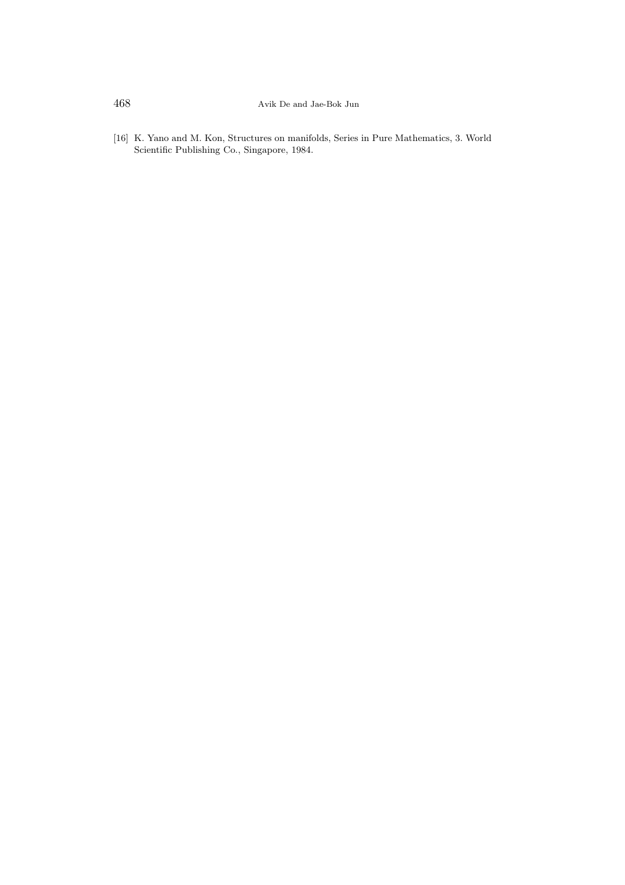[16] K. Yano and M. Kon, Structures on manifolds, Series in Pure Mathematics, 3. World Scientific Publishing Co., Singapore, 1984.